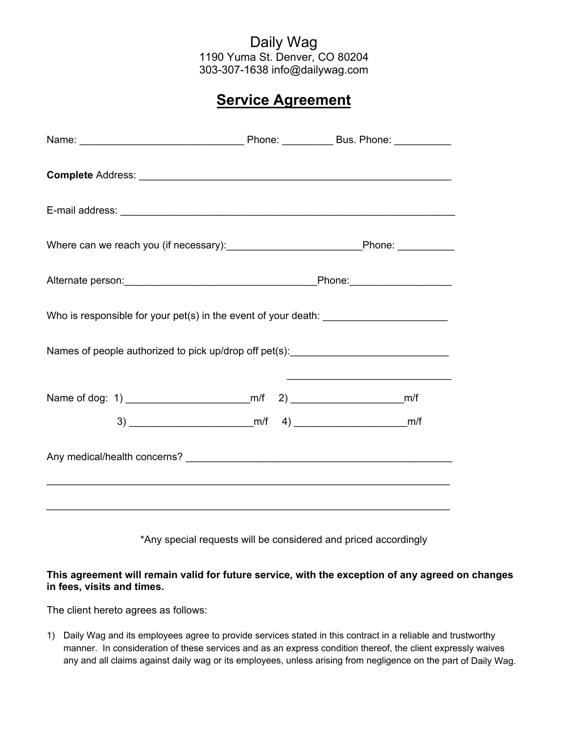Daily Wag
1190 Yuma St. Denver, CO 80204
303-307-1638 info@dailywag.com

# **Service Agreement**

Name: ____________________________ Phone: _________ Bus. Phone: __________

**Complete** Address: _____________________________________________________

E-mail address: _________________________________________________________

Where can we reach you (if necessary):_______________________Phone: __________

Alternate person:________________________________Phone:_________________

Who is responsible for your pet(s) in the event of your death: _____________________

Names of people authorized to pick up/drop off pet(s):___________________________

___________________________

Name of dog: 1) _____________________m/f 2) ___________________m/f

3) _____________________m/f 4) ___________________m/f

Any medical/health concerns? ____________________________________________

_______________________________________________________________________

_______________________________________________________________________

*Any special requests will be considered and priced accordingly

**This agreement will remain valid for future service, with the exception of any agreed on changes in fees, visits and times.**

The client hereto agrees as follows:

1) Daily Wag and its employees agree to provide services stated in this contract in a reliable and trustworthy manner. In consideration of these services and as an express condition thereof, the client expressly waives any and all claims against daily wag or its employees, unless arising from negligence on the part of Daily Wag.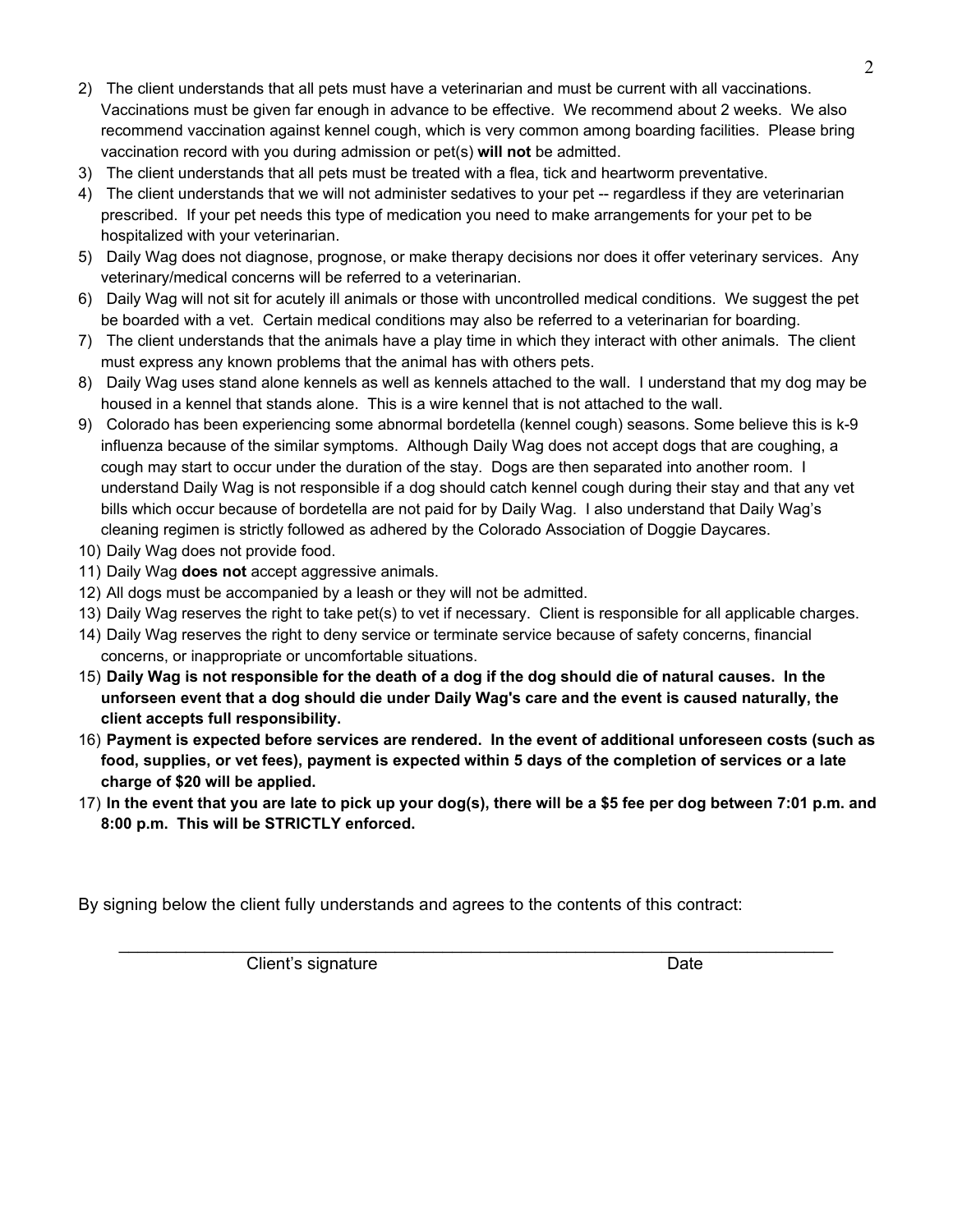2) The client understands that all pets must have a veterinarian and must be current with all vaccinations. Vaccinations must be given far enough in advance to be effective. We recommend about 2 weeks. We also recommend vaccination against kennel cough, which is very common among boarding facilities. Please bring vaccination record with you during admission or pet(s) **will not** be admitted.
3) The client understands that all pets must be treated with a flea, tick and heartworm preventative.
4) The client understands that we will not administer sedatives to your pet -- regardless if they are veterinarian prescribed. If your pet needs this type of medication you need to make arrangements for your pet to be hospitalized with your veterinarian.
5) Daily Wag does not diagnose, prognose, or make therapy decisions nor does it offer veterinary services. Any veterinary/medical concerns will be referred to a veterinarian.
6) Daily Wag will not sit for acutely ill animals or those with uncontrolled medical conditions. We suggest the pet be boarded with a vet. Certain medical conditions may also be referred to a veterinarian for boarding.
7) The client understands that the animals have a play time in which they interact with other animals. The client must express any known problems that the animal has with others pets.
8) Daily Wag uses stand alone kennels as well as kennels attached to the wall. I understand that my dog may be housed in a kennel that stands alone. This is a wire kennel that is not attached to the wall.
9) Colorado has been experiencing some abnormal bordetella (kennel cough) seasons. Some believe this is k-9 influenza because of the similar symptoms. Although Daily Wag does not accept dogs that are coughing, a cough may start to occur under the duration of the stay. Dogs are then separated into another room. I understand Daily Wag is not responsible if a dog should catch kennel cough during their stay and that any vet bills which occur because of bordetella are not paid for by Daily Wag. I also understand that Daily Wag's cleaning regimen is strictly followed as adhered by the Colorado Association of Doggie Daycares.
10) Daily Wag does not provide food.
11) Daily Wag **does not** accept aggressive animals.
12) All dogs must be accompanied by a leash or they will not be admitted.
13) Daily Wag reserves the right to take pet(s) to vet if necessary. Client is responsible for all applicable charges.
14) Daily Wag reserves the right to deny service or terminate service because of safety concerns, financial concerns, or inappropriate or uncomfortable situations.
15) **Daily Wag is not responsible for the death of a dog if the dog should die of natural causes. In the unforseen event that a dog should die under Daily Wag's care and the event is caused naturally, the client accepts full responsibility.**
16) **Payment is expected before services are rendered. In the event of additional unforeseen costs (such as food, supplies, or vet fees), payment is expected within 5 days of the completion of services or a late charge of $20 will be applied.**
17) **In the event that you are late to pick up your dog(s), there will be a $5 fee per dog between 7:01 p.m. and 8:00 p.m. This will be STRICTLY enforced.**

By signing below the client fully understands and agrees to the contents of this contract:

\_\_\_\_\_\_\_\_\_\_\_\_\_\_\_\_\_\_\_\_\_\_\_\_\_\_\_\_\_\_\_\_\_\_\_\_\_\_\_\_\_\_\_\_\_\_\_\_\_\_\_\_\_\_\_\_\_\_\_\_\_\_\_\_\_\_

Client's signature Date